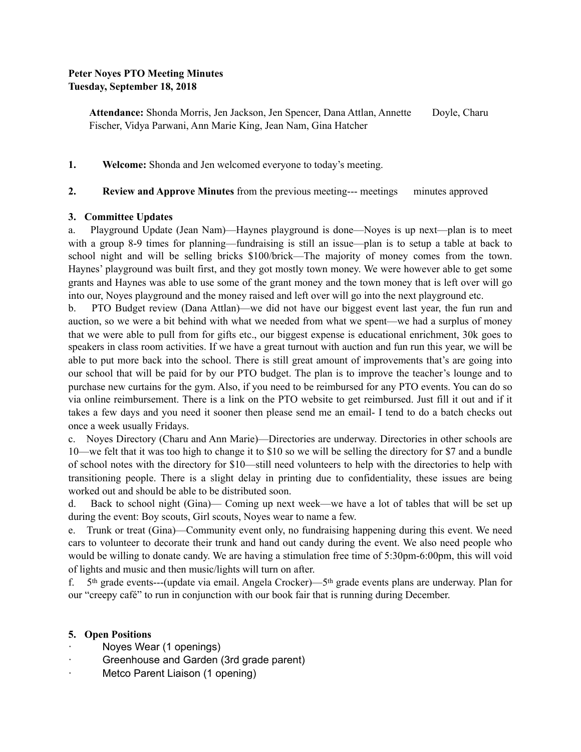**Peter Noyes PTO Meeting Minutes**
**Tuesday, September 18, 2018**

**Attendance:** Shonda Morris, Jen Jackson, Jen Spencer, Dana Attlan, Annette Doyle, Charu Fischer, Vidya Parwani, Ann Marie King, Jean Nam, Gina Hatcher

1. **Welcome:** Shonda and Jen welcomed everyone to today's meeting.

2. **Review and Approve Minutes** from the previous meeting--- meetings minutes approved

**3. Committee Updates**

a. Playground Update (Jean Nam)—Haynes playground is done—Noyes is up next—plan is to meet with a group 8-9 times for planning—fundraising is still an issue—plan is to setup a table at back to school night and will be selling bricks $100/brick—The majority of money comes from the town. Haynes' playground was built first, and they got mostly town money. We were however able to get some grants and Haynes was able to use some of the grant money and the town money that is left over will go into our, Noyes playground and the money raised and left over will go into the next playground etc.

b. PTO Budget review (Dana Attlan)—we did not have our biggest event last year, the fun run and auction, so we were a bit behind with what we needed from what we spent—we had a surplus of money that we were able to pull from for gifts etc., our biggest expense is educational enrichment, 30k goes to speakers in class room activities. If we have a great turnout with auction and fun run this year, we will be able to put more back into the school. There is still great amount of improvements that's are going into our school that will be paid for by our PTO budget. The plan is to improve the teacher's lounge and to purchase new curtains for the gym. Also, if you need to be reimbursed for any PTO events. You can do so via online reimbursement. There is a link on the PTO website to get reimbursed. Just fill it out and if it takes a few days and you need it sooner then please send me an email- I tend to do a batch checks out once a week usually Fridays.

c. Noyes Directory (Charu and Ann Marie)—Directories are underway. Directories in other schools are 10—we felt that it was too high to change it to $10 so we will be selling the directory for $7 and a bundle of school notes with the directory for $10—still need volunteers to help with the directories to help with transitioning people. There is a slight delay in printing due to confidentiality, these issues are being worked out and should be able to be distributed soon.

d. Back to school night (Gina)— Coming up next week—we have a lot of tables that will be set up during the event: Boy scouts, Girl scouts, Noyes wear to name a few.

e. Trunk or treat (Gina)—Community event only, no fundraising happening during this event. We need cars to volunteer to decorate their trunk and hand out candy during the event. We also need people who would be willing to donate candy. We are having a stimulation free time of 5:30pm-6:00pm, this will void of lights and music and then music/lights will turn on after.

f. 5th grade events---(update via email. Angela Crocker)—5th grade events plans are underway. Plan for our "creepy café" to run in conjunction with our book fair that is running during December.

**5. Open Positions**

- Noyes Wear (1 openings)
- Greenhouse and Garden (3rd grade parent)
- Metco Parent Liaison (1 opening)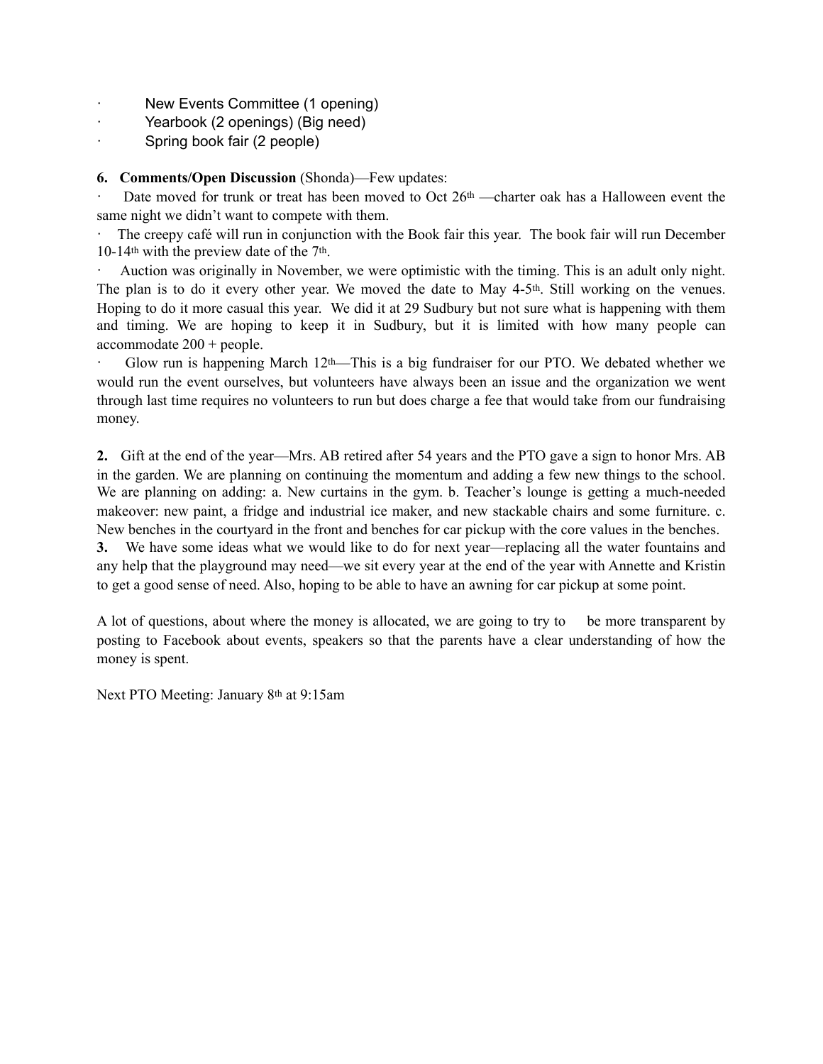- New Events Committee (1 opening)
- Yearbook (2 openings) (Big need)
- Spring book fair (2 people)

**6. Comments/Open Discussion** (Shonda)—Few updates:

- Date moved for trunk or treat has been moved to Oct 26th —charter oak has a Halloween event the same night we didn't want to compete with them.
- The creepy café will run in conjunction with the Book fair this year. The book fair will run December 10-14th with the preview date of the 7th.
- Auction was originally in November, we were optimistic with the timing. This is an adult only night. The plan is to do it every other year. We moved the date to May 4-5th. Still working on the venues. Hoping to do it more casual this year. We did it at 29 Sudbury but not sure what is happening with them and timing. We are hoping to keep it in Sudbury, but it is limited with how many people can accommodate 200 + people.
- Glow run is happening March 12th—This is a big fundraiser for our PTO. We debated whether we would run the event ourselves, but volunteers have always been an issue and the organization we went through last time requires no volunteers to run but does charge a fee that would take from our fundraising money.

**2.** Gift at the end of the year—Mrs. AB retired after 54 years and the PTO gave a sign to honor Mrs. AB in the garden. We are planning on continuing the momentum and adding a few new things to the school. We are planning on adding: a. New curtains in the gym. b. Teacher's lounge is getting a much-needed makeover: new paint, a fridge and industrial ice maker, and new stackable chairs and some furniture. c. New benches in the courtyard in the front and benches for car pickup with the core values in the benches.

**3.** We have some ideas what we would like to do for next year—replacing all the water fountains and any help that the playground may need—we sit every year at the end of the year with Annette and Kristin to get a good sense of need. Also, hoping to be able to have an awning for car pickup at some point.

A lot of questions, about where the money is allocated, we are going to try to be more transparent by posting to Facebook about events, speakers so that the parents have a clear understanding of how the money is spent.

Next PTO Meeting: January 8th at 9:15am